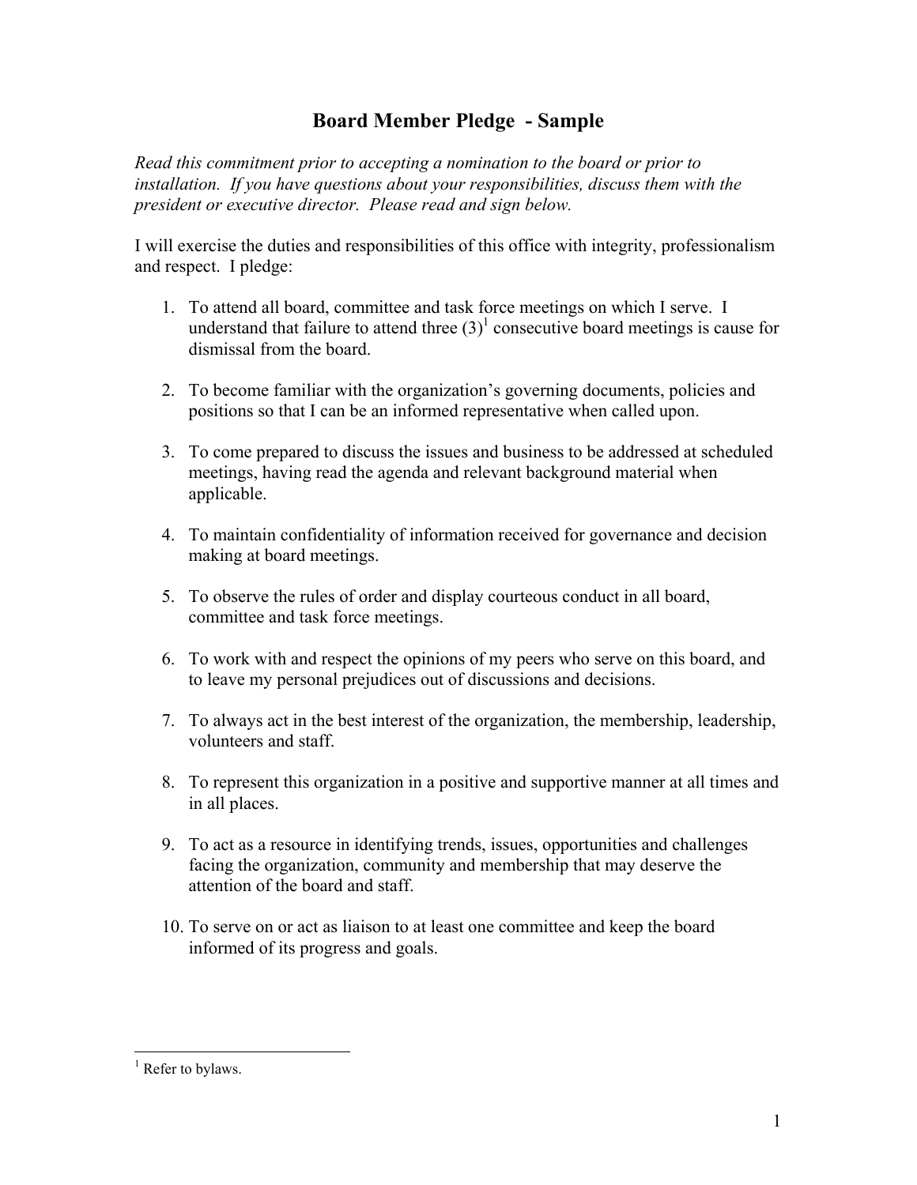# Board Member Pledge - Sample

*Read this commitment prior to accepting a nomination to the board or prior to installation. If you have questions about your responsibilities, discuss them with the president or executive director. Please read and sign below.*

I will exercise the duties and responsibilities of this office with integrity, professionalism and respect. I pledge:

1. To attend all board, committee and task force meetings on which I serve. I understand that failure to attend three (3)[1] consecutive board meetings is cause for dismissal from the board.

2. To become familiar with the organization's governing documents, policies and positions so that I can be an informed representative when called upon.

3. To come prepared to discuss the issues and business to be addressed at scheduled meetings, having read the agenda and relevant background material when applicable.

4. To maintain confidentiality of information received for governance and decision making at board meetings.

5. To observe the rules of order and display courteous conduct in all board, committee and task force meetings.

6. To work with and respect the opinions of my peers who serve on this board, and to leave my personal prejudices out of discussions and decisions.

7. To always act in the best interest of the organization, the membership, leadership, volunteers and staff.

8. To represent this organization in a positive and supportive manner at all times and in all places.

9. To act as a resource in identifying trends, issues, opportunities and challenges facing the organization, community and membership that may deserve the attention of the board and staff.

10. To serve on or act as liaison to at least one committee and keep the board informed of its progress and goals.

---

[1] Refer to bylaws.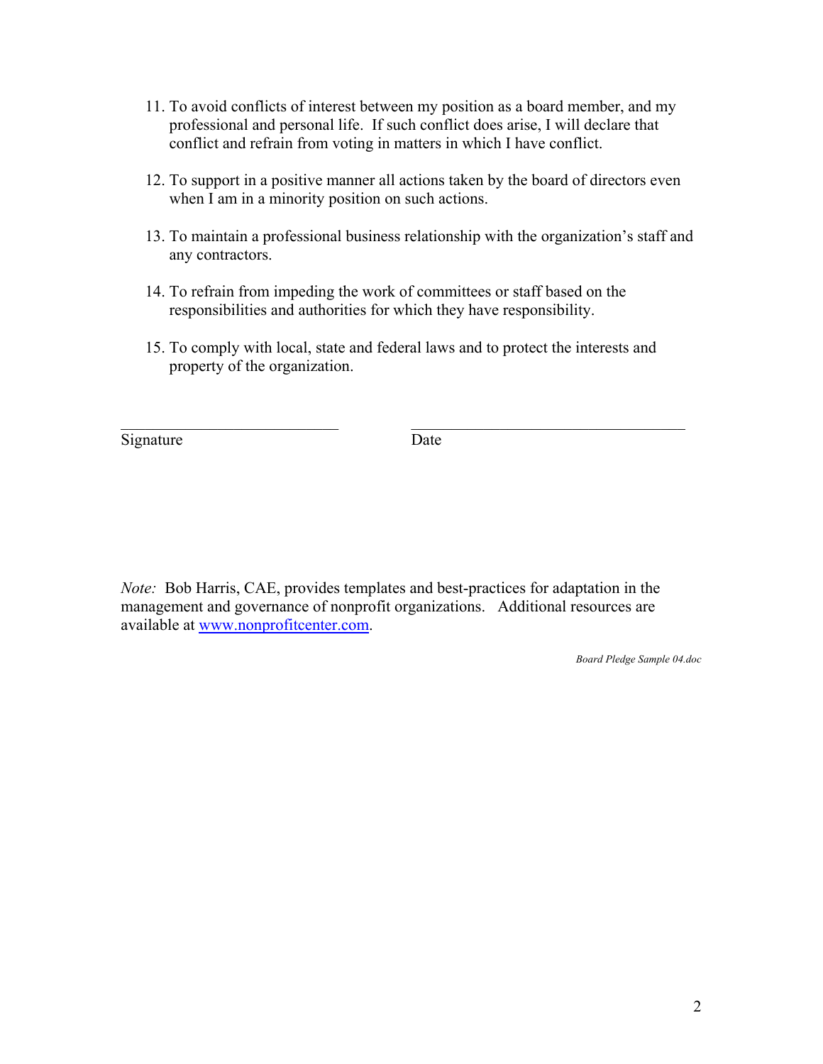11. To avoid conflicts of interest between my position as a board member, and my professional and personal life. If such conflict does arise, I will declare that conflict and refrain from voting in matters in which I have conflict.

12. To support in a positive manner all actions taken by the board of directors even when I am in a minority position on such actions.

13. To maintain a professional business relationship with the organization's staff and any contractors.

14. To refrain from impeding the work of committees or staff based on the responsibilities and authorities for which they have responsibility.

15. To comply with local, state and federal laws and to protect the interests and property of the organization.

\_\_\_\_\_\_\_\_\_\_\_\_\_\_\_\_\_\_\_\_\_\_\_\_\_\_\_ \_\_\_\_\_\_\_\_\_\_\_\_\_\_\_\_\_\_\_\_\_\_\_\_\_\_\_\_\_\_\_\_\_\_
Signature Date

*Note:* Bob Harris, CAE, provides templates and best-practices for adaptation in the management and governance of nonprofit organizations. Additional resources are available at [www.nonprofitcenter.com](http://www.nonprofitcenter.com).

*Board Pledge Sample 04.doc*